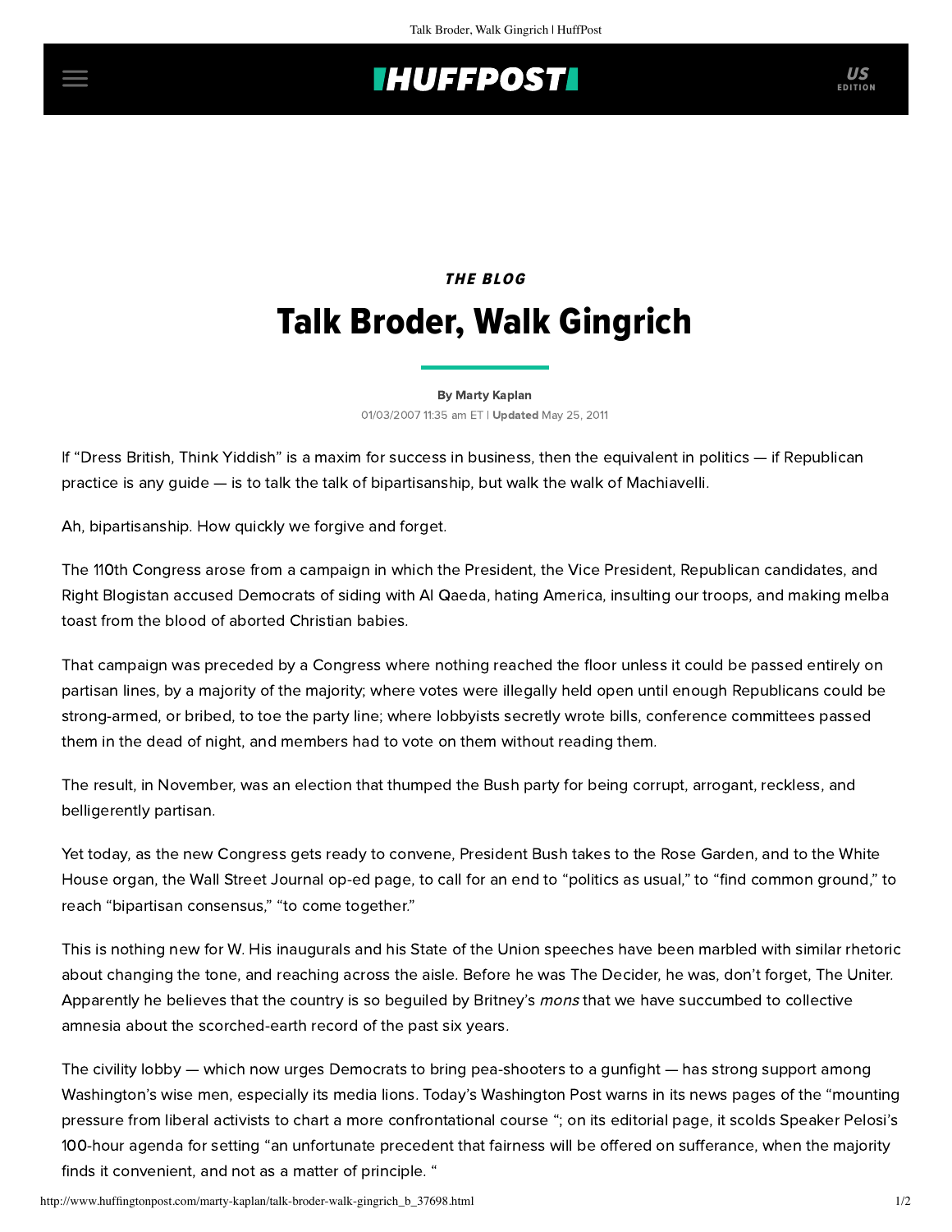*THE BLOG*

# Talk Broder, Walk Gingrich

**By Marty Kaplan**

01/03/2007 11:35 am ET | **Updated** May 25, 2011

If "Dress British, Think Yiddish" is a maxim for success in business, then the equivalent in politics — if Republican practice is any guide — is to talk the talk of bipartisanship, but walk the walk of Machiavelli.

Ah, bipartisanship. How quickly we forgive and forget.

The 110th Congress arose from a campaign in which the President, the Vice President, Republican candidates, and Right Blogistan accused Democrats of siding with Al Qaeda, hating America, insulting our troops, and making melba toast from the blood of aborted Christian babies.

That campaign was preceded by a Congress where nothing reached the floor unless it could be passed entirely on partisan lines, by a majority of the majority; where votes were illegally held open until enough Republicans could be strong-armed, or bribed, to toe the party line; where lobbyists secretly wrote bills, conference committees passed them in the dead of night, and members had to vote on them without reading them.

The result, in November, was an election that thumped the Bush party for being corrupt, arrogant, reckless, and belligerently partisan.

Yet today, as the new Congress gets ready to convene, President Bush takes to the Rose Garden, and to the White House organ, the Wall Street Journal op-ed page, to call for an end to "politics as usual," to "find common ground," to reach "bipartisan consensus," "to come together."

This is nothing new for W. His inaugurals and his State of the Union speeches have been marbled with similar rhetoric about changing the tone, and reaching across the aisle. Before he was The Decider, he was, don't forget, The Uniter. Apparently he believes that the country is so beguiled by Britney's *mons* that we have succumbed to collective amnesia about the scorched-earth record of the past six years.

The civility lobby — which now urges Democrats to bring pea-shooters to a gunfight — has strong support among Washington's wise men, especially its media lions. Today's Washington Post warns in its news pages of the "mounting pressure from liberal activists to chart a more confrontational course "; on its editorial page, it scolds Speaker Pelosi's 100-hour agenda for setting "an unfortunate precedent that fairness will be offered on sufferance, when the majority finds it convenient, and not as a matter of principle. "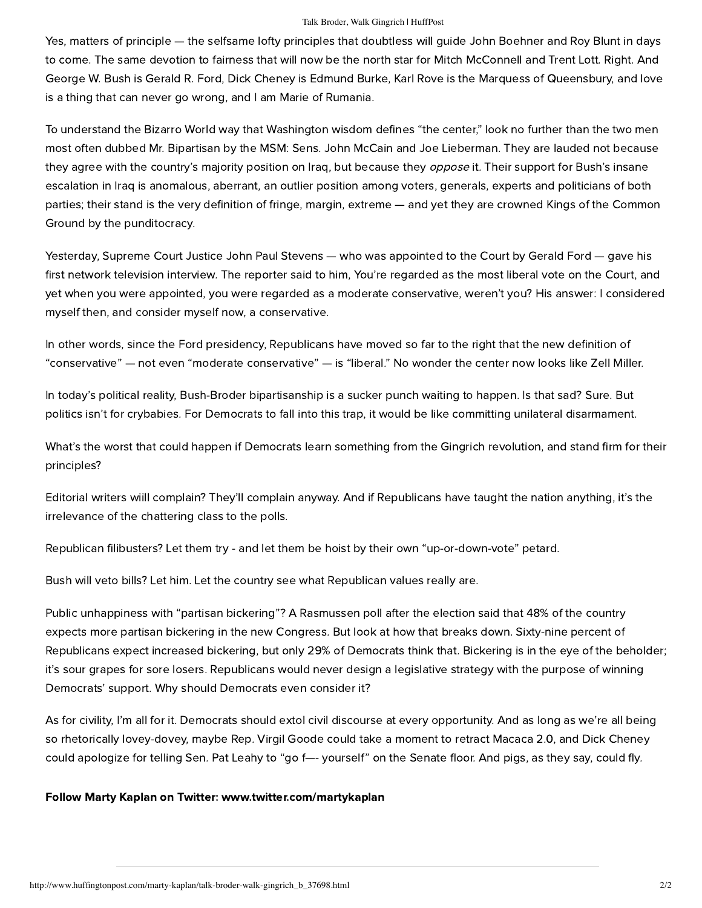Yes, matters of principle — the selfsame lofty principles that doubtless will guide John Boehner and Roy Blunt in days to come. The same devotion to fairness that will now be the north star for Mitch McConnell and Trent Lott. Right. And George W. Bush is Gerald R. Ford, Dick Cheney is Edmund Burke, Karl Rove is the Marquess of Queensbury, and love is a thing that can never go wrong, and I am Marie of Rumania.

To understand the Bizarro World way that Washington wisdom defines "the center," look no further than the two men most often dubbed Mr. Bipartisan by the MSM: Sens. John McCain and Joe Lieberman. They are lauded not because they agree with the country's majority position on Iraq, but because they *oppose* it. Their support for Bush's insane escalation in Iraq is anomalous, aberrant, an outlier position among voters, generals, experts and politicians of both parties; their stand is the very definition of fringe, margin, extreme — and yet they are crowned Kings of the Common Ground by the punditocracy.

Yesterday, Supreme Court Justice John Paul Stevens — who was appointed to the Court by Gerald Ford — gave his first network television interview. The reporter said to him, You're regarded as the most liberal vote on the Court, and yet when you were appointed, you were regarded as a moderate conservative, weren't you? His answer: I considered myself then, and consider myself now, a conservative.

In other words, since the Ford presidency, Republicans have moved so far to the right that the new definition of "conservative" — not even "moderate conservative" — is "liberal." No wonder the center now looks like Zell Miller.

In today's political reality, Bush-Broder bipartisanship is a sucker punch waiting to happen. Is that sad? Sure. But politics isn't for crybabies. For Democrats to fall into this trap, it would be like committing unilateral disarmament.

What's the worst that could happen if Democrats learn something from the Gingrich revolution, and stand firm for their principles?

Editorial writers wiill complain? They'll complain anyway. And if Republicans have taught the nation anything, it's the irrelevance of the chattering class to the polls.

Republican filibusters? Let them try - and let them be hoist by their own "up-or-down-vote" petard.

Bush will veto bills? Let him. Let the country see what Republican values really are.

Public unhappiness with "partisan bickering"? A Rasmussen poll after the election said that 48% of the country expects more partisan bickering in the new Congress. But look at how that breaks down. Sixty-nine percent of Republicans expect increased bickering, but only 29% of Democrats think that. Bickering is in the eye of the beholder; it's sour grapes for sore losers. Republicans would never design a legislative strategy with the purpose of winning Democrats' support. Why should Democrats even consider it?

As for civility, I'm all for it. Democrats should extol civil discourse at every opportunity. And as long as we're all being so rhetorically lovey-dovey, maybe Rep. Virgil Goode could take a moment to retract Macaca 2.0, and Dick Cheney could apologize for telling Sen. Pat Leahy to "go f—- yourself" on the Senate floor. And pigs, as they say, could fly.

**Follow Marty Kaplan on Twitter: www.twitter.com/martykaplan**